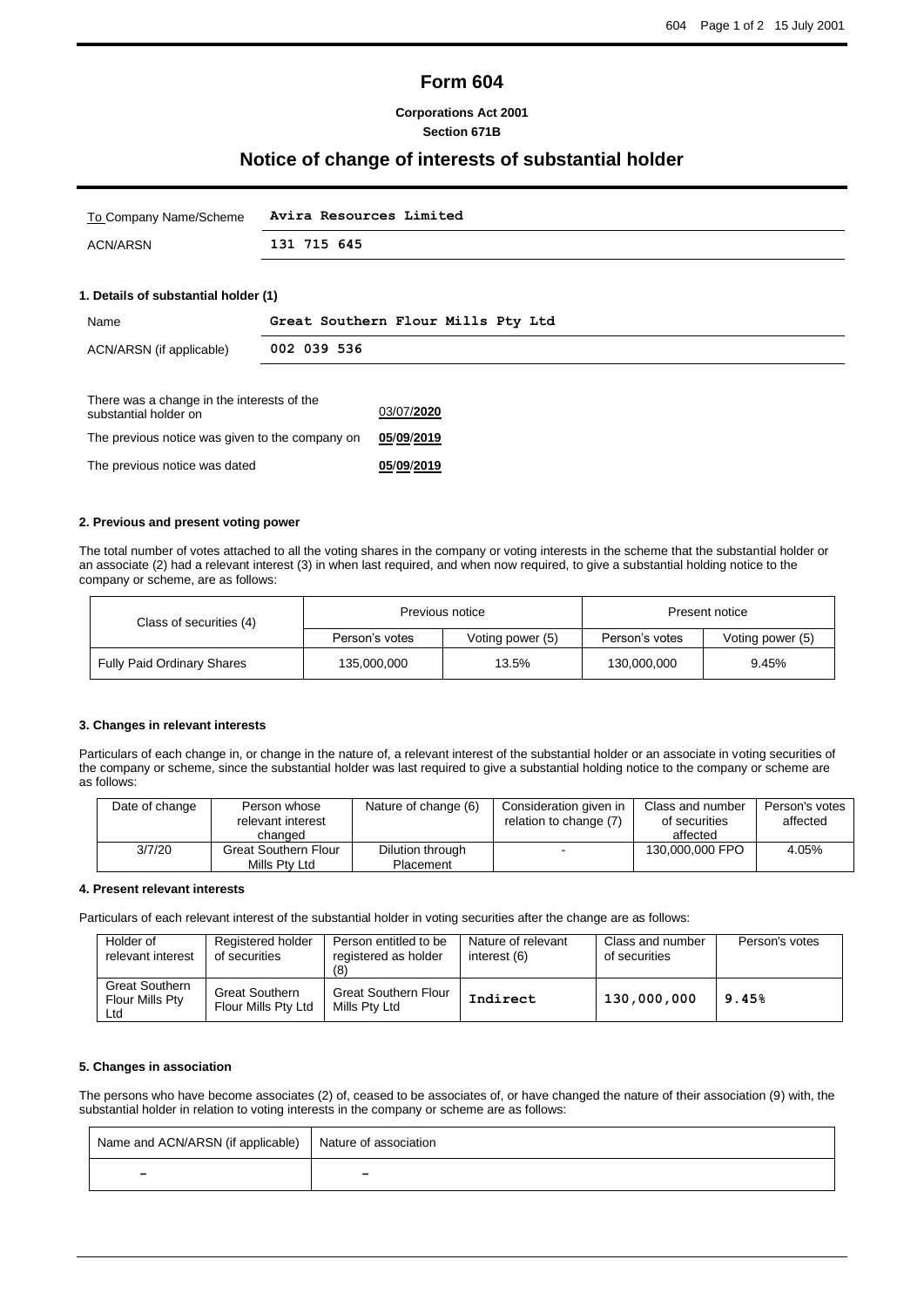# Form 604

**Corporations Act 2001**
**Section 671B**

## Notice of change of interests of substantial holder

| To Company Name/Scheme | **Avira Resources Limited** |
|---|---|
| ACN/ARSN | **131 715 645** |

### 1. Details of substantial holder (1)

| Name | **Great Southern Flour Mills Pty Ltd** |
|---|---|
| ACN/ARSN (if applicable) | **002 039 536** |

| | |
|---|---|
| There was a change in the interests of the substantial holder on | 03/07/**2020** |
| The previous notice was given to the company on | **05/09/2019** |
| The previous notice was dated | **05/09/2019** |

### 2. Previous and present voting power

The total number of votes attached to all the voting shares in the company or voting interests in the scheme that the substantial holder or an associate (2) had a relevant interest (3) in when last required, and when now required, to give a substantial holding notice to the company or scheme, are as follows:

| Class of securities (4) | Previous notice | | Present notice | |
|---|---|---|---|---|
| | Person's votes | Voting power (5) | Person's votes | Voting power (5) |
| Fully Paid Ordinary Shares | 135,000,000 | 13.5% | 130,000,000 | 9.45% |

### 3. Changes in relevant interests

Particulars of each change in, or change in the nature of, a relevant interest of the substantial holder or an associate in voting securities of the company or scheme, since the substantial holder was last required to give a substantial holding notice to the company or scheme are as follows:

| Date of change | Person whose relevant interest changed | Nature of change (6) | Consideration given in relation to change (7) | Class and number of securities affected | Person's votes affected |
|---|---|---|---|---|---|
| 3/7/20 | Great Southern Flour Mills Pty Ltd | Dilution through Placement | - | 130,000,000 FPO | 4.05% |

### 4. Present relevant interests

Particulars of each relevant interest of the substantial holder in voting securities after the change are as follows:

| Holder of relevant interest | Registered holder of securities | Person entitled to be registered as holder (8) | Nature of relevant interest (6) | Class and number of securities | Person's votes |
|---|---|---|---|---|---|
| Great Southern Flour Mills Pty Ltd | Great Southern Flour Mills Pty Ltd | Great Southern Flour Mills Pty Ltd | **Indirect** | **130,000,000** | **9.45%** |

### 5. Changes in association

The persons who have become associates (2) of, ceased to be associates of, or have changed the nature of their association (9) with, the substantial holder in relation to voting interests in the company or scheme are as follows:

| Name and ACN/ARSN (if applicable) | Nature of association |
|---|---|
| - | - |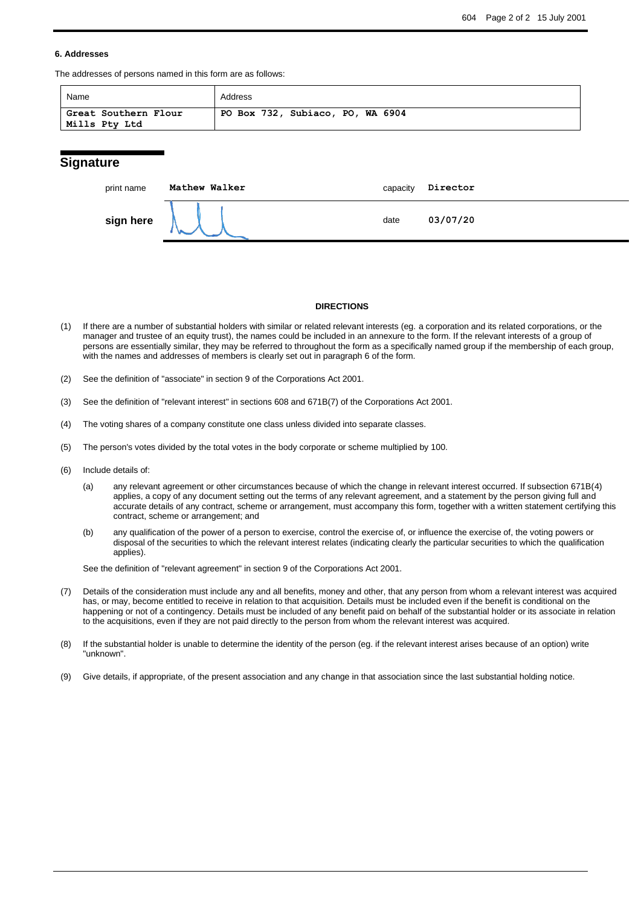### 6. Addresses

The addresses of persons named in this form are as follows:

| Name | Address |
| --- | --- |
| Great Southern Flour Mills Pty Ltd | PO Box 732, Subiaco, PO, WA 6904 |

## Signature

| | | | |
| --- | --- | --- | --- |
| print name | Mathew Walker | capacity | Director |
| **sign here** | | date | 03/07/20 |

**DIRECTIONS**

(1) If there are a number of substantial holders with similar or related relevant interests (eg. a corporation and its related corporations, or the manager and trustee of an equity trust), the names could be included in an annexure to the form. If the relevant interests of a group of persons are essentially similar, they may be referred to throughout the form as a specifically named group if the membership of each group, with the names and addresses of members is clearly set out in paragraph 6 of the form.

(2) See the definition of "associate" in section 9 of the Corporations Act 2001.

(3) See the definition of "relevant interest" in sections 608 and 671B(7) of the Corporations Act 2001.

(4) The voting shares of a company constitute one class unless divided into separate classes.

(5) The person's votes divided by the total votes in the body corporate or scheme multiplied by 100.

(6) Include details of:

(a) any relevant agreement or other circumstances because of which the change in relevant interest occurred. If subsection 671B(4) applies, a copy of any document setting out the terms of any relevant agreement, and a statement by the person giving full and accurate details of any contract, scheme or arrangement, must accompany this form, together with a written statement certifying this contract, scheme or arrangement; and

(b) any qualification of the power of a person to exercise, control the exercise of, or influence the exercise of, the voting powers or disposal of the securities to which the relevant interest relates (indicating clearly the particular securities to which the qualification applies).

See the definition of "relevant agreement" in section 9 of the Corporations Act 2001.

(7) Details of the consideration must include any and all benefits, money and other, that any person from whom a relevant interest was acquired has, or may, become entitled to receive in relation to that acquisition. Details must be included even if the benefit is conditional on the happening or not of a contingency. Details must be included of any benefit paid on behalf of the substantial holder or its associate in relation to the acquisitions, even if they are not paid directly to the person from whom the relevant interest was acquired.

(8) If the substantial holder is unable to determine the identity of the person (eg. if the relevant interest arises because of an option) write "unknown".

(9) Give details, if appropriate, of the present association and any change in that association since the last substantial holding notice.